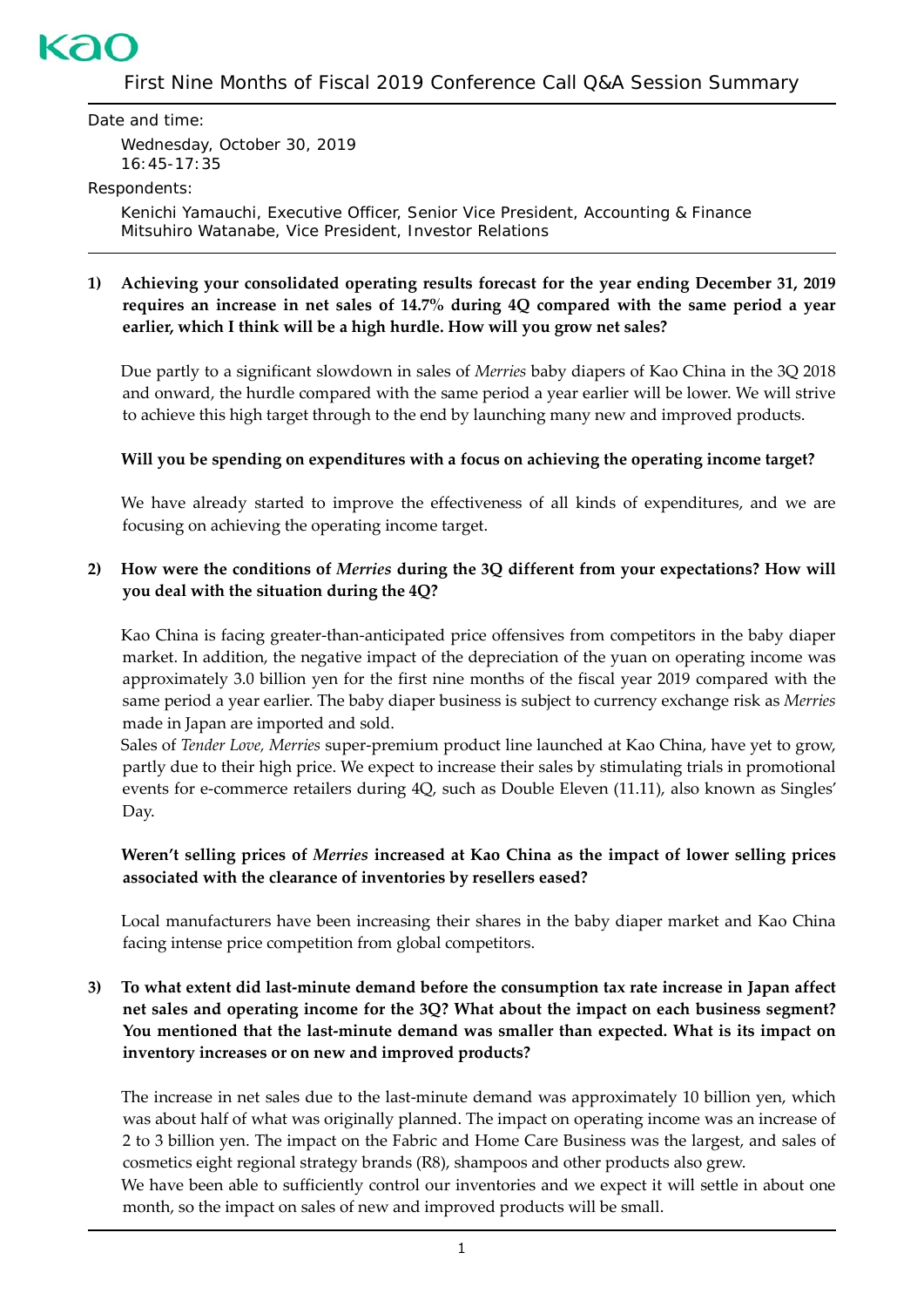Kao

# First Nine Months of Fiscal 2019 Conference Call Q&A Session Summary

Date and time:

Wednesday, October 30, 2019
16:45-17:35

Respondents:

Kenichi Yamauchi, Executive Officer, Senior Vice President, Accounting & Finance
Mitsuhiro Watanabe, Vice President, Investor Relations

---

**1) Achieving your consolidated operating results forecast for the year ending December 31, 2019 requires an increase in net sales of 14.7% during 4Q compared with the same period a year earlier, which I think will be a high hurdle. How will you grow net sales?**

Due partly to a significant slowdown in sales of *Merries* baby diapers of Kao China in the 3Q 2018 and onward, the hurdle compared with the same period a year earlier will be lower. We will strive to achieve this high target through to the end by launching many new and improved products.

**Will you be spending on expenditures with a focus on achieving the operating income target?**

We have already started to improve the effectiveness of all kinds of expenditures, and we are focusing on achieving the operating income target.

**2) How were the conditions of *Merries* during the 3Q different from your expectations? How will you deal with the situation during the 4Q?**

Kao China is facing greater-than-anticipated price offensives from competitors in the baby diaper market. In addition, the negative impact of the depreciation of the yuan on operating income was approximately 3.0 billion yen for the first nine months of the fiscal year 2019 compared with the same period a year earlier. The baby diaper business is subject to currency exchange risk as *Merries* made in Japan are imported and sold.

Sales of *Tender Love, Merries* super-premium product line launched at Kao China, have yet to grow, partly due to their high price. We expect to increase their sales by stimulating trials in promotional events for e-commerce retailers during 4Q, such as Double Eleven (11.11), also known as Singles' Day.

**Weren't selling prices of *Merries* increased at Kao China as the impact of lower selling prices associated with the clearance of inventories by resellers eased?**

Local manufacturers have been increasing their shares in the baby diaper market and Kao China facing intense price competition from global competitors.

**3) To what extent did last-minute demand before the consumption tax rate increase in Japan affect net sales and operating income for the 3Q? What about the impact on each business segment? You mentioned that the last-minute demand was smaller than expected. What is its impact on inventory increases or on new and improved products?**

The increase in net sales due to the last-minute demand was approximately 10 billion yen, which was about half of what was originally planned. The impact on operating income was an increase of 2 to 3 billion yen. The impact on the Fabric and Home Care Business was the largest, and sales of cosmetics eight regional strategy brands (R8), shampoos and other products also grew.

We have been able to sufficiently control our inventories and we expect it will settle in about one month, so the impact on sales of new and improved products will be small.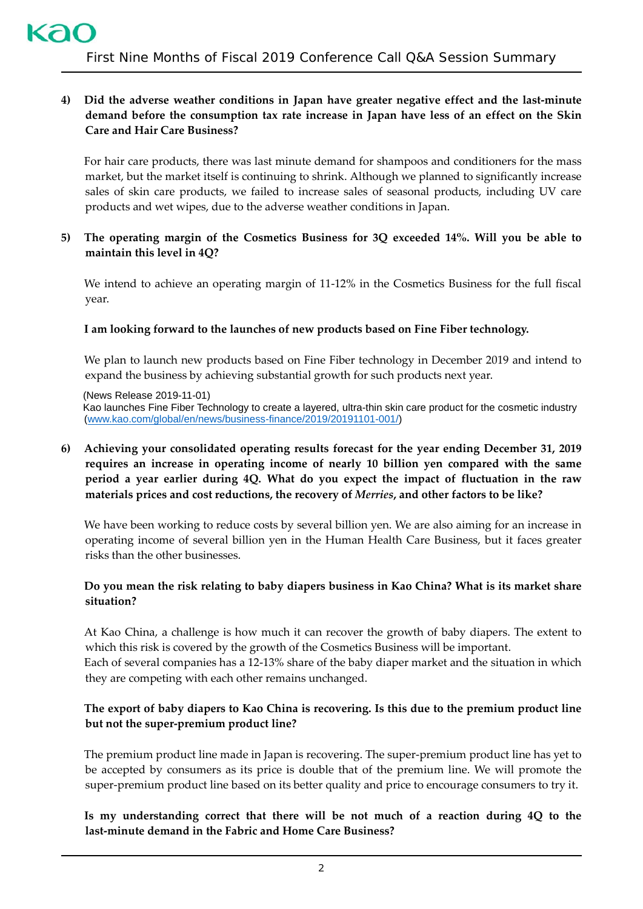**4) Did the adverse weather conditions in Japan have greater negative effect and the last-minute demand before the consumption tax rate increase in Japan have less of an effect on the Skin Care and Hair Care Business?**

For hair care products, there was last minute demand for shampoos and conditioners for the mass market, but the market itself is continuing to shrink. Although we planned to significantly increase sales of skin care products, we failed to increase sales of seasonal products, including UV care products and wet wipes, due to the adverse weather conditions in Japan.

**5) The operating margin of the Cosmetics Business for 3Q exceeded 14%. Will you be able to maintain this level in 4Q?**

We intend to achieve an operating margin of 11-12% in the Cosmetics Business for the full fiscal year.

**I am looking forward to the launches of new products based on Fine Fiber technology.**

We plan to launch new products based on Fine Fiber technology in December 2019 and intend to expand the business by achieving substantial growth for such products next year.

(News Release 2019-11-01)
Kao launches Fine Fiber Technology to create a layered, ultra-thin skin care product for the cosmetic industry
([www.kao.com/global/en/news/business-finance/2019/20191101-001/](www.kao.com/global/en/news/business-finance/2019/20191101-001/))

**6) Achieving your consolidated operating results forecast for the year ending December 31, 2019 requires an increase in operating income of nearly 10 billion yen compared with the same period a year earlier during 4Q. What do you expect the impact of fluctuation in the raw materials prices and cost reductions, the recovery of *Merries*, and other factors to be like?**

We have been working to reduce costs by several billion yen. We are also aiming for an increase in operating income of several billion yen in the Human Health Care Business, but it faces greater risks than the other businesses.

**Do you mean the risk relating to baby diapers business in Kao China? What is its market share situation?**

At Kao China, a challenge is how much it can recover the growth of baby diapers. The extent to which this risk is covered by the growth of the Cosmetics Business will be important.
Each of several companies has a 12-13% share of the baby diaper market and the situation in which they are competing with each other remains unchanged.

**The export of baby diapers to Kao China is recovering. Is this due to the premium product line but not the super-premium product line?**

The premium product line made in Japan is recovering. The super-premium product line has yet to be accepted by consumers as its price is double that of the premium line. We will promote the super-premium product line based on its better quality and price to encourage consumers to try it.

**Is my understanding correct that there will be not much of a reaction during 4Q to the last-minute demand in the Fabric and Home Care Business?**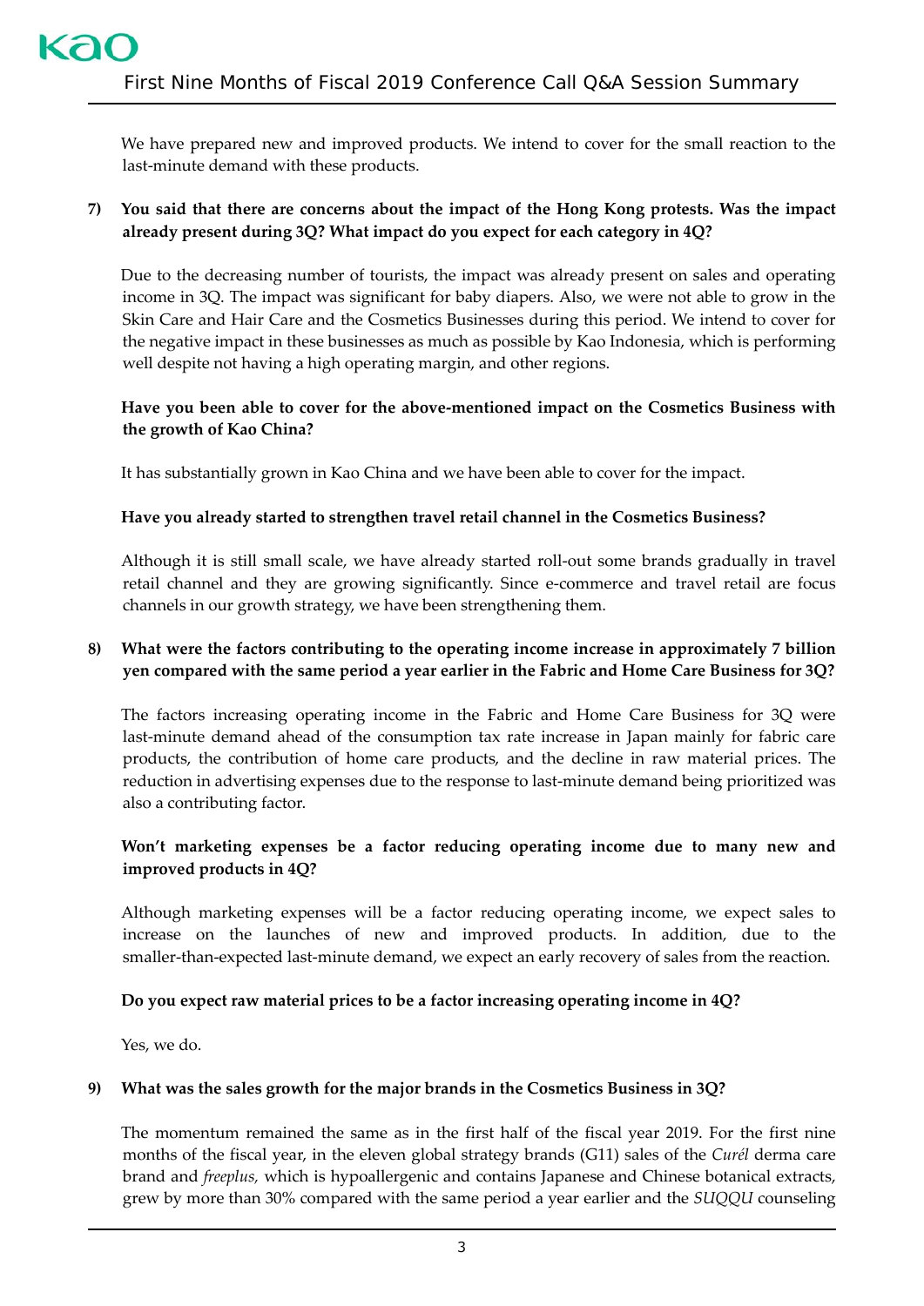We have prepared new and improved products. We intend to cover for the small reaction to the last-minute demand with these products.

**7) You said that there are concerns about the impact of the Hong Kong protests. Was the impact already present during 3Q? What impact do you expect for each category in 4Q?**

Due to the decreasing number of tourists, the impact was already present on sales and operating income in 3Q. The impact was significant for baby diapers. Also, we were not able to grow in the Skin Care and Hair Care and the Cosmetics Businesses during this period. We intend to cover for the negative impact in these businesses as much as possible by Kao Indonesia, which is performing well despite not having a high operating margin, and other regions.

**Have you been able to cover for the above-mentioned impact on the Cosmetics Business with the growth of Kao China?**

It has substantially grown in Kao China and we have been able to cover for the impact.

**Have you already started to strengthen travel retail channel in the Cosmetics Business?**

Although it is still small scale, we have already started roll-out some brands gradually in travel retail channel and they are growing significantly. Since e-commerce and travel retail are focus channels in our growth strategy, we have been strengthening them.

**8) What were the factors contributing to the operating income increase in approximately 7 billion yen compared with the same period a year earlier in the Fabric and Home Care Business for 3Q?**

The factors increasing operating income in the Fabric and Home Care Business for 3Q were last-minute demand ahead of the consumption tax rate increase in Japan mainly for fabric care products, the contribution of home care products, and the decline in raw material prices. The reduction in advertising expenses due to the response to last-minute demand being prioritized was also a contributing factor.

**Won't marketing expenses be a factor reducing operating income due to many new and improved products in 4Q?**

Although marketing expenses will be a factor reducing operating income, we expect sales to increase on the launches of new and improved products. In addition, due to the smaller-than-expected last-minute demand, we expect an early recovery of sales from the reaction.

**Do you expect raw material prices to be a factor increasing operating income in 4Q?**

Yes, we do.

**9) What was the sales growth for the major brands in the Cosmetics Business in 3Q?**

The momentum remained the same as in the first half of the fiscal year 2019. For the first nine months of the fiscal year, in the eleven global strategy brands (G11) sales of the *Curél* derma care brand and *freeplus,* which is hypoallergenic and contains Japanese and Chinese botanical extracts, grew by more than 30% compared with the same period a year earlier and the *SUQQU* counseling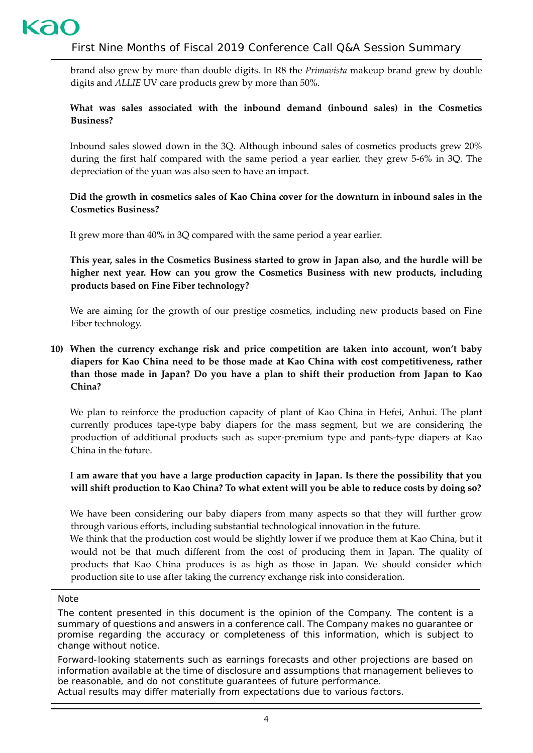brand also grew by more than double digits. In R8 the *Primavista* makeup brand grew by double digits and *ALLIE* UV care products grew by more than 50%.

**What was sales associated with the inbound demand (inbound sales) in the Cosmetics Business?**

Inbound sales slowed down in the 3Q. Although inbound sales of cosmetics products grew 20% during the first half compared with the same period a year earlier, they grew 5-6% in 3Q. The depreciation of the yuan was also seen to have an impact.

**Did the growth in cosmetics sales of Kao China cover for the downturn in inbound sales in the Cosmetics Business?**

It grew more than 40% in 3Q compared with the same period a year earlier.

**This year, sales in the Cosmetics Business started to grow in Japan also, and the hurdle will be higher next year. How can you grow the Cosmetics Business with new products, including products based on Fine Fiber technology?**

We are aiming for the growth of our prestige cosmetics, including new products based on Fine Fiber technology.

**10) When the currency exchange risk and price competition are taken into account, won't baby diapers for Kao China need to be those made at Kao China with cost competitiveness, rather than those made in Japan? Do you have a plan to shift their production from Japan to Kao China?**

We plan to reinforce the production capacity of plant of Kao China in Hefei, Anhui. The plant currently produces tape-type baby diapers for the mass segment, but we are considering the production of additional products such as super-premium type and pants-type diapers at Kao China in the future.

**I am aware that you have a large production capacity in Japan. Is there the possibility that you will shift production to Kao China? To what extent will you be able to reduce costs by doing so?**

We have been considering our baby diapers from many aspects so that they will further grow through various efforts, including substantial technological innovation in the future.

We think that the production cost would be slightly lower if we produce them at Kao China, but it would not be that much different from the cost of producing them in Japan. The quality of products that Kao China produces is as high as those in Japan. We should consider which production site to use after taking the currency exchange risk into consideration.

Note

The content presented in this document is the opinion of the Company. The content is a summary of questions and answers in a conference call. The Company makes no guarantee or promise regarding the accuracy or completeness of this information, which is subject to change without notice.

Forward-looking statements such as earnings forecasts and other projections are based on information available at the time of disclosure and assumptions that management believes to be reasonable, and do not constitute guarantees of future performance.
Actual results may differ materially from expectations due to various factors.